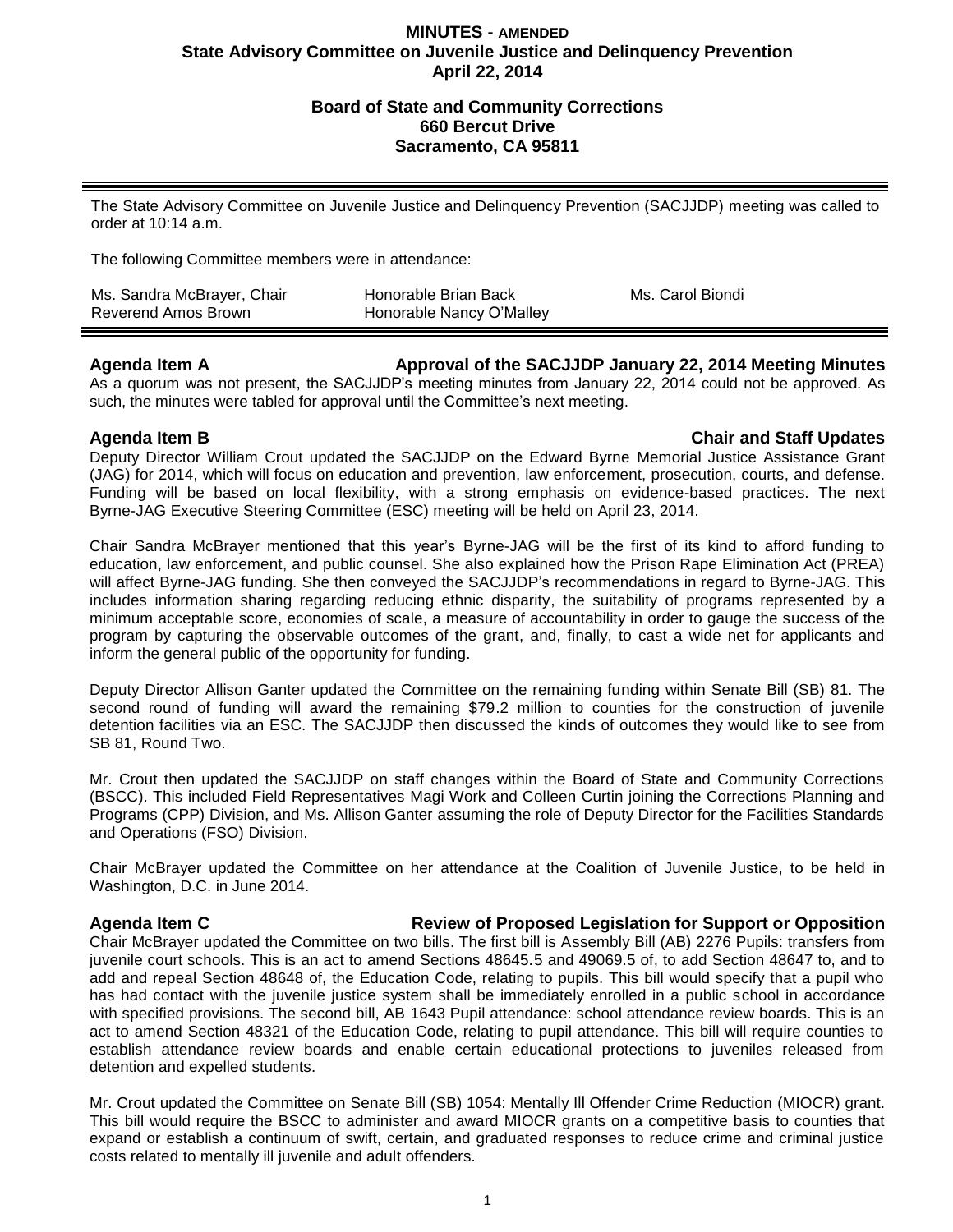# MINUTES - AMENDED
## State Advisory Committee on Juvenile Justice and Delinquency Prevention
## April 22, 2014

**Board of State and Community Corrections**
**660 Bercut Drive**
**Sacramento, CA 95811**

---

The State Advisory Committee on Juvenile Justice and Delinquency Prevention (SACJJDP) meeting was called to order at 10:14 a.m.

The following Committee members were in attendance:

| | | |
|---|---|---|
| Ms. Sandra McBrayer, Chair | Honorable Brian Back | Ms. Carol Biondi |
| Reverend Amos Brown | Honorable Nancy O'Malley | |

---

### Agenda Item A — Approval of the SACJJDP January 22, 2014 Meeting Minutes

As a quorum was not present, the SACJJDP's meeting minutes from January 22, 2014 could not be approved. As such, the minutes were tabled for approval until the Committee's next meeting.

### Agenda Item B — Chair and Staff Updates

Deputy Director William Crout updated the SACJJDP on the Edward Byrne Memorial Justice Assistance Grant (JAG) for 2014, which will focus on education and prevention, law enforcement, prosecution, courts, and defense. Funding will be based on local flexibility, with a strong emphasis on evidence-based practices. The next Byrne-JAG Executive Steering Committee (ESC) meeting will be held on April 23, 2014.

Chair Sandra McBrayer mentioned that this year's Byrne-JAG will be the first of its kind to afford funding to education, law enforcement, and public counsel. She also explained how the Prison Rape Elimination Act (PREA) will affect Byrne-JAG funding. She then conveyed the SACJJDP's recommendations in regard to Byrne-JAG. This includes information sharing regarding reducing ethnic disparity, the suitability of programs represented by a minimum acceptable score, economies of scale, a measure of accountability in order to gauge the success of the program by capturing the observable outcomes of the grant, and, finally, to cast a wide net for applicants and inform the general public of the opportunity for funding.

Deputy Director Allison Ganter updated the Committee on the remaining funding within Senate Bill (SB) 81. The second round of funding will award the remaining $79.2 million to counties for the construction of juvenile detention facilities via an ESC. The SACJJDP then discussed the kinds of outcomes they would like to see from SB 81, Round Two.

Mr. Crout then updated the SACJJDP on staff changes within the Board of State and Community Corrections (BSCC). This included Field Representatives Magi Work and Colleen Curtin joining the Corrections Planning and Programs (CPP) Division, and Ms. Allison Ganter assuming the role of Deputy Director for the Facilities Standards and Operations (FSO) Division.

Chair McBrayer updated the Committee on her attendance at the Coalition of Juvenile Justice, to be held in Washington, D.C. in June 2014.

### Agenda Item C — Review of Proposed Legislation for Support or Opposition

Chair McBrayer updated the Committee on two bills. The first bill is Assembly Bill (AB) 2276 Pupils: transfers from juvenile court schools. This is an act to amend Sections 48645.5 and 49069.5 of, to add Section 48647 to, and to add and repeal Section 48648 of, the Education Code, relating to pupils. This bill would specify that a pupil who has had contact with the juvenile justice system shall be immediately enrolled in a public school in accordance with specified provisions. The second bill, AB 1643 Pupil attendance: school attendance review boards. This is an act to amend Section 48321 of the Education Code, relating to pupil attendance. This bill will require counties to establish attendance review boards and enable certain educational protections to juveniles released from detention and expelled students.

Mr. Crout updated the Committee on Senate Bill (SB) 1054: Mentally Ill Offender Crime Reduction (MIOCR) grant. This bill would require the BSCC to administer and award MIOCR grants on a competitive basis to counties that expand or establish a continuum of swift, certain, and graduated responses to reduce crime and criminal justice costs related to mentally ill juvenile and adult offenders.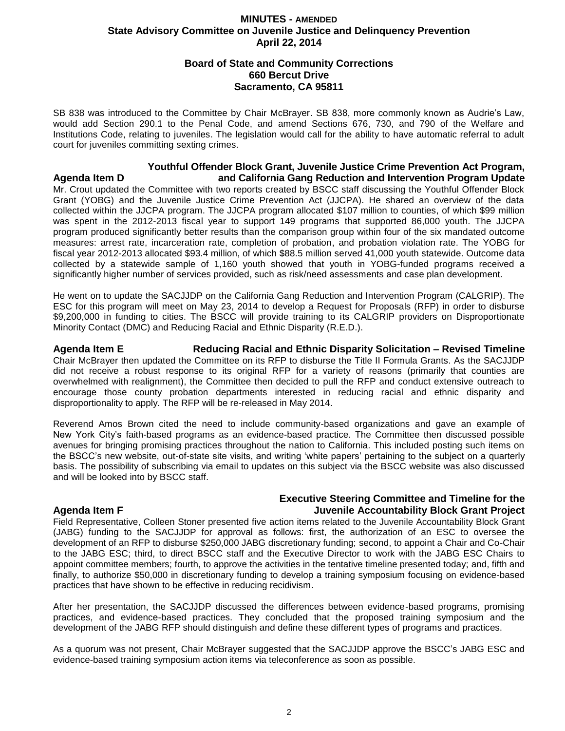**MINUTES - AMENDED**
**State Advisory Committee on Juvenile Justice and Delinquency Prevention**
**April 22, 2014**

**Board of State and Community Corrections**
**660 Bercut Drive**
**Sacramento, CA 95811**

SB 838 was introduced to the Committee by Chair McBrayer. SB 838, more commonly known as Audrie's Law, would add Section 290.1 to the Penal Code, and amend Sections 676, 730, and 790 of the Welfare and Institutions Code, relating to juveniles. The legislation would call for the ability to have automatic referral to adult court for juveniles committing sexting crimes.

### Agenda Item D — Youthful Offender Block Grant, Juvenile Justice Crime Prevention Act Program, and California Gang Reduction and Intervention Program Update

Mr. Crout updated the Committee with two reports created by BSCC staff discussing the Youthful Offender Block Grant (YOBG) and the Juvenile Justice Crime Prevention Act (JJCPA). He shared an overview of the data collected within the JJCPA program. The JJCPA program allocated \$107 million to counties, of which \$99 million was spent in the 2012-2013 fiscal year to support 149 programs that supported 86,000 youth. The JJCPA program produced significantly better results than the comparison group within four of the six mandated outcome measures: arrest rate, incarceration rate, completion of probation, and probation violation rate. The YOBG for fiscal year 2012-2013 allocated \$93.4 million, of which \$88.5 million served 41,000 youth statewide. Outcome data collected by a statewide sample of 1,160 youth showed that youth in YOBG-funded programs received a significantly higher number of services provided, such as risk/need assessments and case plan development.

He went on to update the SACJJDP on the California Gang Reduction and Intervention Program (CALGRIP). The ESC for this program will meet on May 23, 2014 to develop a Request for Proposals (RFP) in order to disburse \$9,200,000 in funding to cities. The BSCC will provide training to its CALGRIP providers on Disproportionate Minority Contact (DMC) and Reducing Racial and Ethnic Disparity (R.E.D.).

### Agenda Item E — Reducing Racial and Ethnic Disparity Solicitation – Revised Timeline

Chair McBrayer then updated the Committee on its RFP to disburse the Title II Formula Grants. As the SACJJDP did not receive a robust response to its original RFP for a variety of reasons (primarily that counties are overwhelmed with realignment), the Committee then decided to pull the RFP and conduct extensive outreach to encourage those county probation departments interested in reducing racial and ethnic disparity and disproportionality to apply. The RFP will be re-released in May 2014.

Reverend Amos Brown cited the need to include community-based organizations and gave an example of New York City's faith-based programs as an evidence-based practice. The Committee then discussed possible avenues for bringing promising practices throughout the nation to California. This included posting such items on the BSCC's new website, out-of-state site visits, and writing 'white papers' pertaining to the subject on a quarterly basis. The possibility of subscribing via email to updates on this subject via the BSCC website was also discussed and will be looked into by BSCC staff.

### Agenda Item F — Executive Steering Committee and Timeline for the Juvenile Accountability Block Grant Project

Field Representative, Colleen Stoner presented five action items related to the Juvenile Accountability Block Grant (JABG) funding to the SACJJDP for approval as follows: first, the authorization of an ESC to oversee the development of an RFP to disburse \$250,000 JABG discretionary funding; second, to appoint a Chair and Co-Chair to the JABG ESC; third, to direct BSCC staff and the Executive Director to work with the JABG ESC Chairs to appoint committee members; fourth, to approve the activities in the tentative timeline presented today; and, fifth and finally, to authorize \$50,000 in discretionary funding to develop a training symposium focusing on evidence-based practices that have shown to be effective in reducing recidivism.

After her presentation, the SACJJDP discussed the differences between evidence-based programs, promising practices, and evidence-based practices. They concluded that the proposed training symposium and the development of the JABG RFP should distinguish and define these different types of programs and practices.

As a quorum was not present, Chair McBrayer suggested that the SACJJDP approve the BSCC's JABG ESC and evidence-based training symposium action items via teleconference as soon as possible.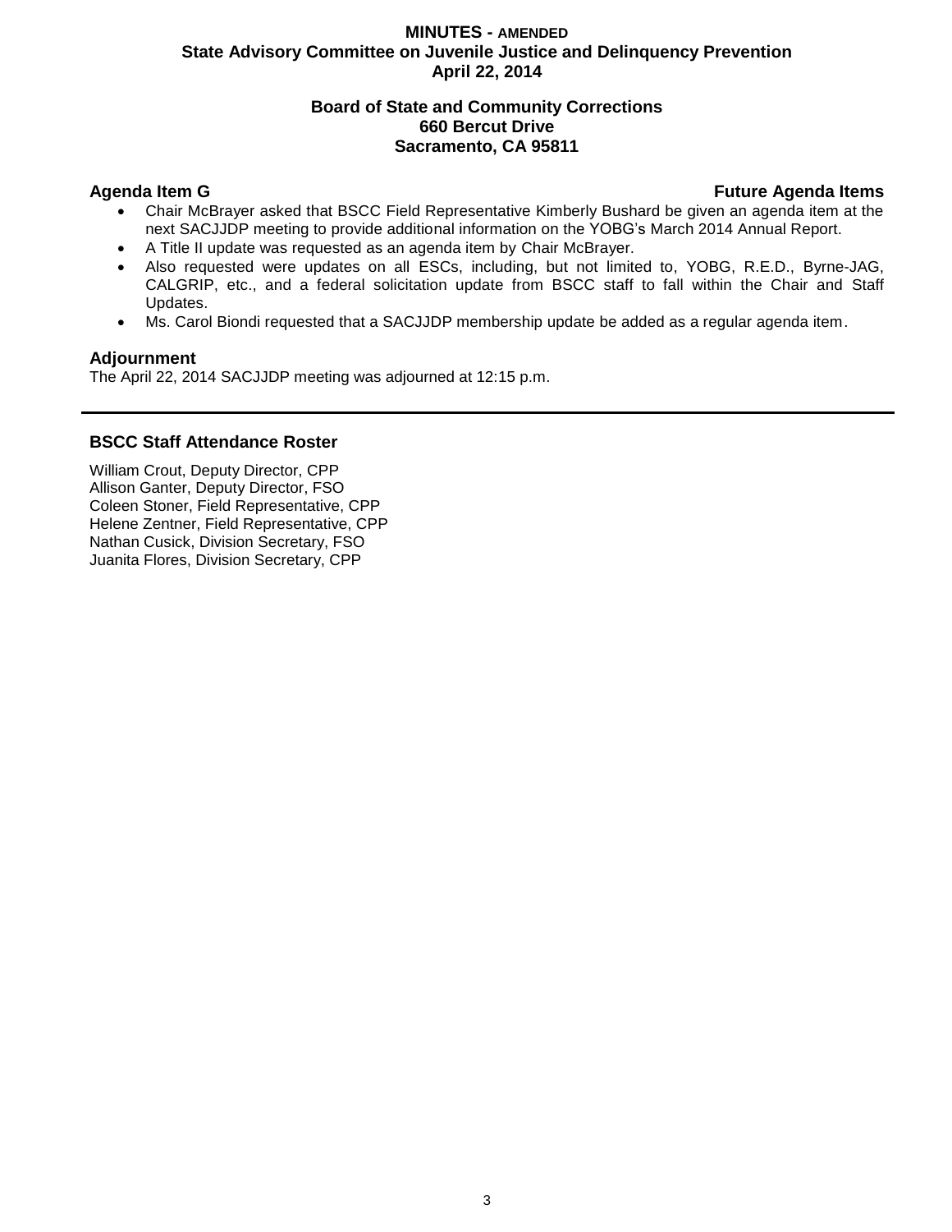**MINUTES - AMENDED**
**State Advisory Committee on Juvenile Justice and Delinquency Prevention**
**April 22, 2014**

**Board of State and Community Corrections**
**660 Bercut Drive**
**Sacramento, CA 95811**

### Agenda Item G — Future Agenda Items

- Chair McBrayer asked that BSCC Field Representative Kimberly Bushard be given an agenda item at the next SACJJDP meeting to provide additional information on the YOBG's March 2014 Annual Report.
- A Title II update was requested as an agenda item by Chair McBrayer.
- Also requested were updates on all ESCs, including, but not limited to, YOBG, R.E.D., Byrne-JAG, CALGRIP, etc., and a federal solicitation update from BSCC staff to fall within the Chair and Staff Updates.
- Ms. Carol Biondi requested that a SACJJDP membership update be added as a regular agenda item.

### Adjournment

The April 22, 2014 SACJJDP meeting was adjourned at 12:15 p.m.

---

### BSCC Staff Attendance Roster

William Crout, Deputy Director, CPP
Allison Ganter, Deputy Director, FSO
Coleen Stoner, Field Representative, CPP
Helene Zentner, Field Representative, CPP
Nathan Cusick, Division Secretary, FSO
Juanita Flores, Division Secretary, CPP